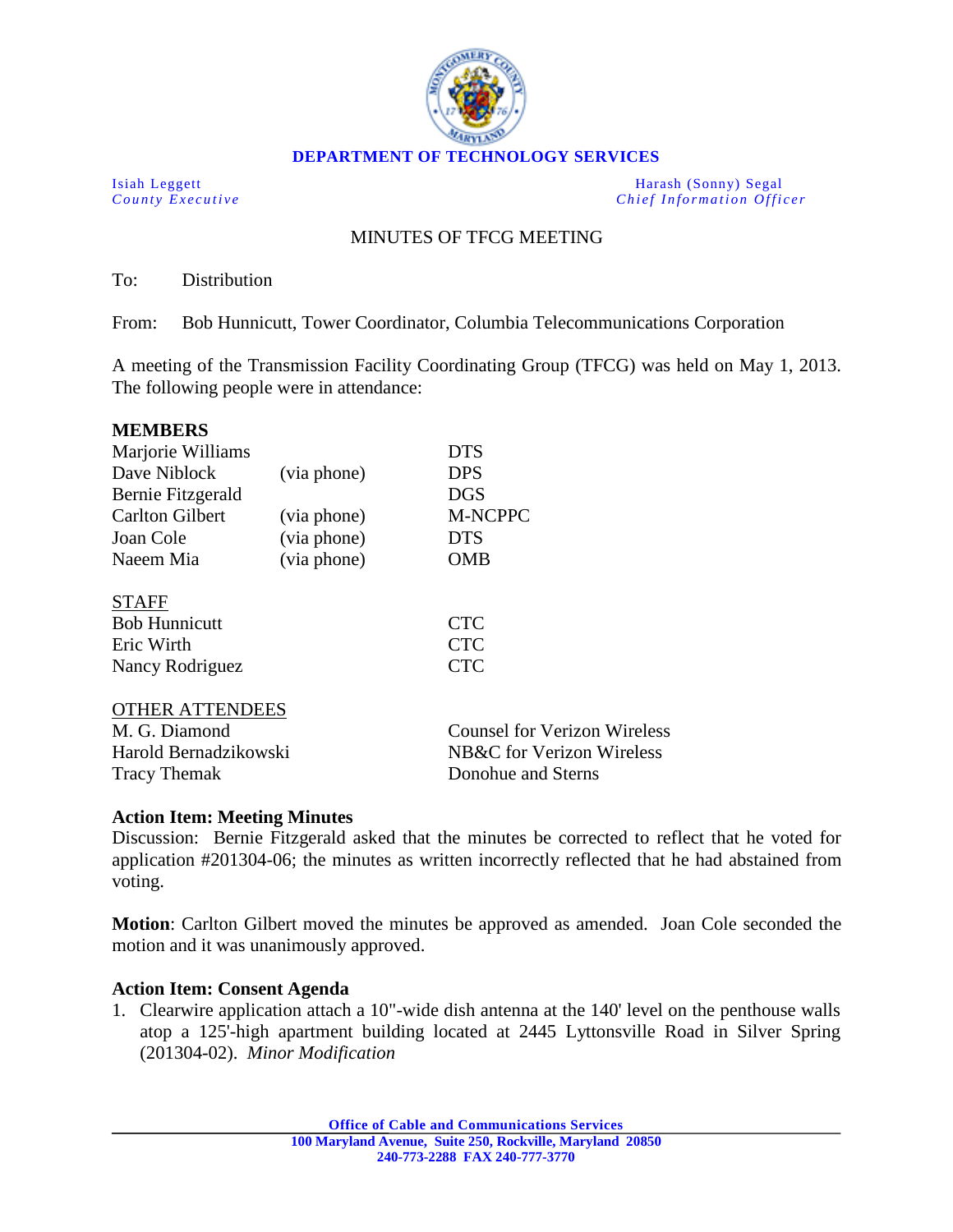**DEPARTMENT OF TECHNOLOGY SERVICES**

Isiah Leggett
*County Executive*

Harash (Sonny) Segal
*Chief Information Officer*

MINUTES OF TFCG MEETING

To: Distribution

From: Bob Hunnicutt, Tower Coordinator, Columbia Telecommunications Corporation

A meeting of the Transmission Facility Coordinating Group (TFCG) was held on May 1, 2013. The following people were in attendance:

**MEMBERS**

| | | |
|---|---|---|
| Marjorie Williams | | DTS |
| Dave Niblock | (via phone) | DPS |
| Bernie Fitzgerald | | DGS |
| Carlton Gilbert | (via phone) | M-NCPPC |
| Joan Cole | (via phone) | DTS |
| Naeem Mia | (via phone) | OMB |

STAFF

| | |
|---|---|
| Bob Hunnicutt | CTC |
| Eric Wirth | CTC |
| Nancy Rodriguez | CTC |

OTHER ATTENDEES

| | |
|---|---|
| M. G. Diamond | Counsel for Verizon Wireless |
| Harold Bernadzikowski | NB&C for Verizon Wireless |
| Tracy Themak | Donohue and Sterns |

**Action Item: Meeting Minutes**
Discussion: Bernie Fitzgerald asked that the minutes be corrected to reflect that he voted for application #201304-06; the minutes as written incorrectly reflected that he had abstained from voting.

**Motion**: Carlton Gilbert moved the minutes be approved as amended. Joan Cole seconded the motion and it was unanimously approved.

**Action Item: Consent Agenda**

1. Clearwire application attach a 10"-wide dish antenna at the 140' level on the penthouse walls atop a 125'-high apartment building located at 2445 Lyttonsville Road in Silver Spring (201304-02). *Minor Modification*

Office of Cable and Communications Services
100 Maryland Avenue, Suite 250, Rockville, Maryland 20850
240-773-2288 FAX 240-777-3770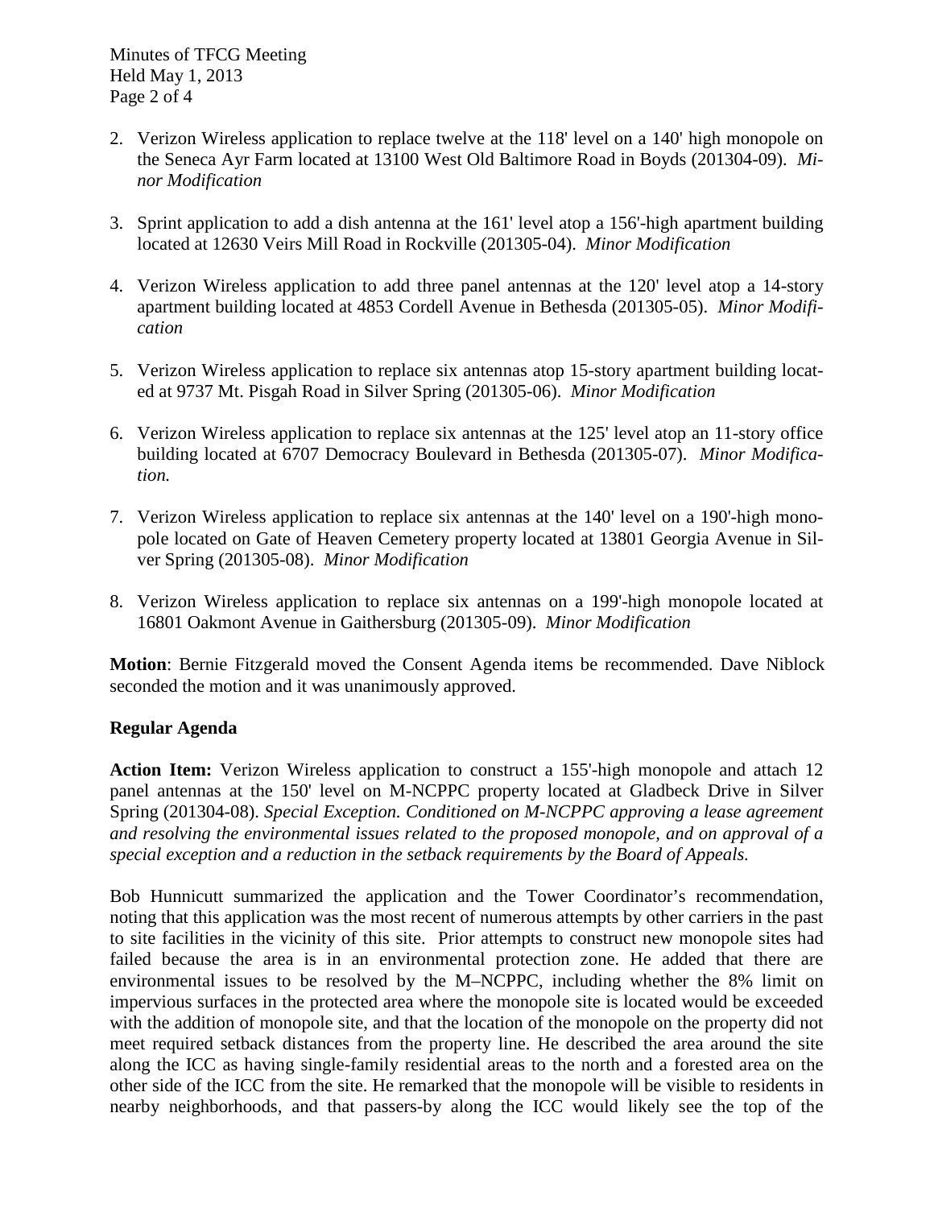2. Verizon Wireless application to replace twelve at the 118' level on a 140' high monopole on the Seneca Ayr Farm located at 13100 West Old Baltimore Road in Boyds (201304-09). *Minor Modification*

3. Sprint application to add a dish antenna at the 161' level atop a 156'-high apartment building located at 12630 Veirs Mill Road in Rockville (201305-04). *Minor Modification*

4. Verizon Wireless application to add three panel antennas at the 120' level atop a 14-story apartment building located at 4853 Cordell Avenue in Bethesda (201305-05). *Minor Modification*

5. Verizon Wireless application to replace six antennas atop 15-story apartment building located at 9737 Mt. Pisgah Road in Silver Spring (201305-06). *Minor Modification*

6. Verizon Wireless application to replace six antennas at the 125' level atop an 11-story office building located at 6707 Democracy Boulevard in Bethesda (201305-07). *Minor Modification.*

7. Verizon Wireless application to replace six antennas at the 140' level on a 190'-high monopole located on Gate of Heaven Cemetery property located at 13801 Georgia Avenue in Silver Spring (201305-08). *Minor Modification*

8. Verizon Wireless application to replace six antennas on a 199'-high monopole located at 16801 Oakmont Avenue in Gaithersburg (201305-09). *Minor Modification*

**Motion**: Bernie Fitzgerald moved the Consent Agenda items be recommended. Dave Niblock seconded the motion and it was unanimously approved.

**Regular Agenda**

**Action Item:** Verizon Wireless application to construct a 155'-high monopole and attach 12 panel antennas at the 150' level on M-NCPPC property located at Gladbeck Drive in Silver Spring (201304-08). *Special Exception. Conditioned on M-NCPPC approving a lease agreement and resolving the environmental issues related to the proposed monopole, and on approval of a special exception and a reduction in the setback requirements by the Board of Appeals.*

Bob Hunnicutt summarized the application and the Tower Coordinator's recommendation, noting that this application was the most recent of numerous attempts by other carriers in the past to site facilities in the vicinity of this site. Prior attempts to construct new monopole sites had failed because the area is in an environmental protection zone. He added that there are environmental issues to be resolved by the M–NCPPC, including whether the 8% limit on impervious surfaces in the protected area where the monopole site is located would be exceeded with the addition of monopole site, and that the location of the monopole on the property did not meet required setback distances from the property line. He described the area around the site along the ICC as having single-family residential areas to the north and a forested area on the other side of the ICC from the site. He remarked that the monopole will be visible to residents in nearby neighborhoods, and that passers-by along the ICC would likely see the top of the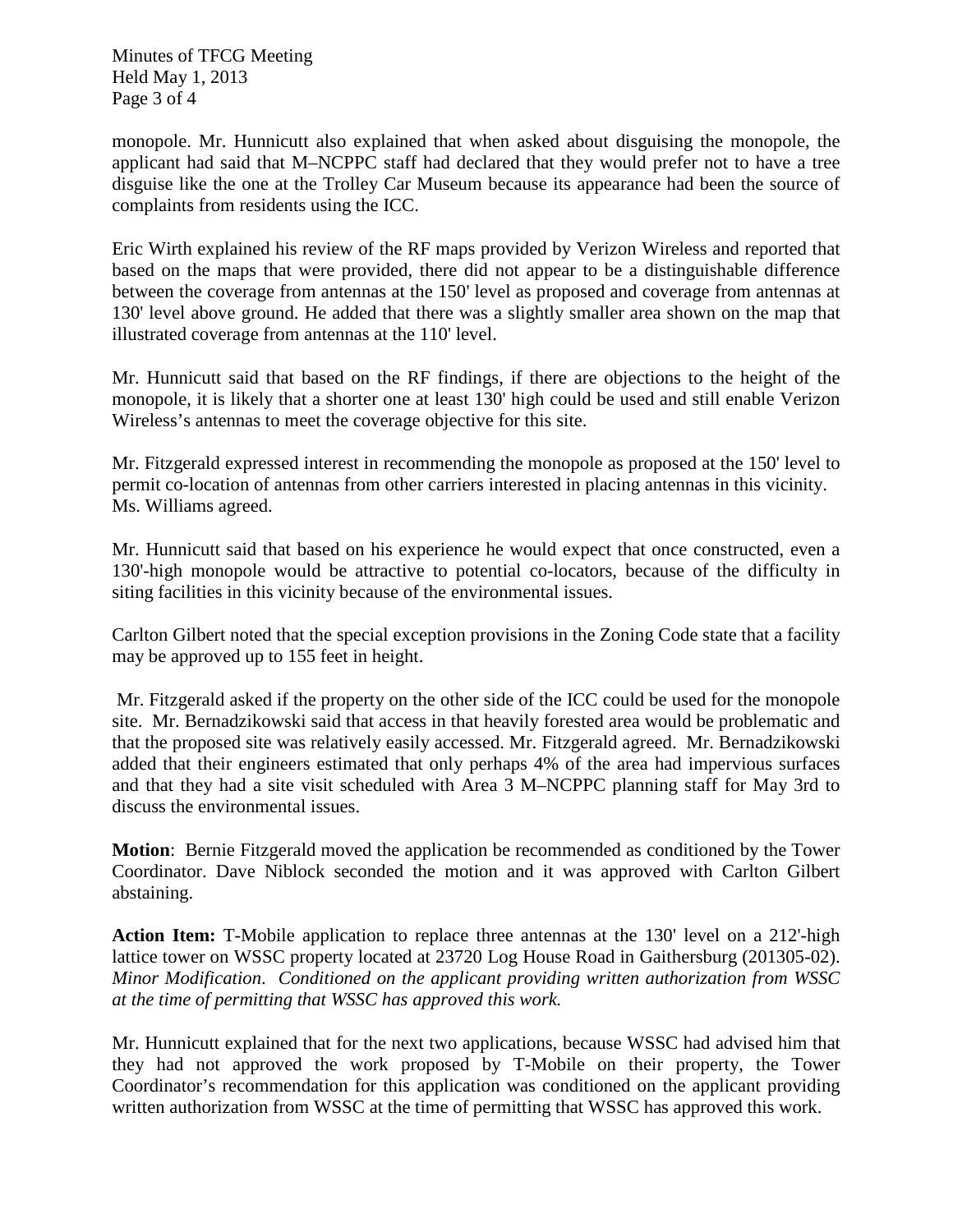monopole. Mr. Hunnicutt also explained that when asked about disguising the monopole, the applicant had said that M–NCPPC staff had declared that they would prefer not to have a tree disguise like the one at the Trolley Car Museum because its appearance had been the source of complaints from residents using the ICC.

Eric Wirth explained his review of the RF maps provided by Verizon Wireless and reported that based on the maps that were provided, there did not appear to be a distinguishable difference between the coverage from antennas at the 150' level as proposed and coverage from antennas at 130' level above ground. He added that there was a slightly smaller area shown on the map that illustrated coverage from antennas at the 110' level.

Mr. Hunnicutt said that based on the RF findings, if there are objections to the height of the monopole, it is likely that a shorter one at least 130' high could be used and still enable Verizon Wireless's antennas to meet the coverage objective for this site.

Mr. Fitzgerald expressed interest in recommending the monopole as proposed at the 150' level to permit co-location of antennas from other carriers interested in placing antennas in this vicinity. Ms. Williams agreed.

Mr. Hunnicutt said that based on his experience he would expect that once constructed, even a 130'-high monopole would be attractive to potential co-locators, because of the difficulty in siting facilities in this vicinity because of the environmental issues.

Carlton Gilbert noted that the special exception provisions in the Zoning Code state that a facility may be approved up to 155 feet in height.

Mr. Fitzgerald asked if the property on the other side of the ICC could be used for the monopole site. Mr. Bernadzikowski said that access in that heavily forested area would be problematic and that the proposed site was relatively easily accessed. Mr. Fitzgerald agreed. Mr. Bernadzikowski added that their engineers estimated that only perhaps 4% of the area had impervious surfaces and that they had a site visit scheduled with Area 3 M–NCPPC planning staff for May 3rd to discuss the environmental issues.

**Motion**: Bernie Fitzgerald moved the application be recommended as conditioned by the Tower Coordinator. Dave Niblock seconded the motion and it was approved with Carlton Gilbert abstaining.

**Action Item:** T-Mobile application to replace three antennas at the 130' level on a 212'-high lattice tower on WSSC property located at 23720 Log House Road in Gaithersburg (201305-02). *Minor Modification. Conditioned on the applicant providing written authorization from WSSC at the time of permitting that WSSC has approved this work.*

Mr. Hunnicutt explained that for the next two applications, because WSSC had advised him that they had not approved the work proposed by T-Mobile on their property, the Tower Coordinator's recommendation for this application was conditioned on the applicant providing written authorization from WSSC at the time of permitting that WSSC has approved this work.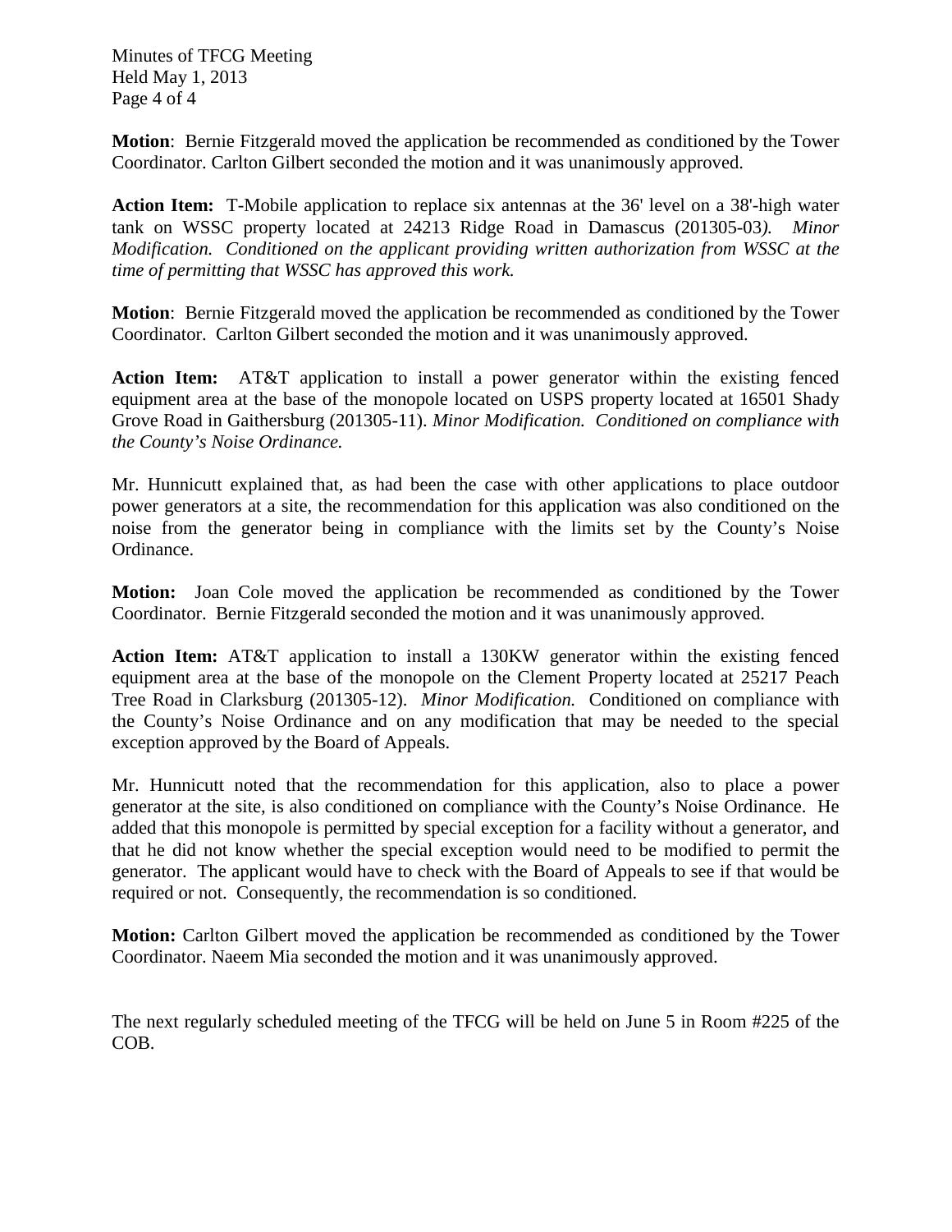**Motion**: Bernie Fitzgerald moved the application be recommended as conditioned by the Tower Coordinator. Carlton Gilbert seconded the motion and it was unanimously approved.

**Action Item:** T-Mobile application to replace six antennas at the 36' level on a 38'-high water tank on WSSC property located at 24213 Ridge Road in Damascus (201305-03*). Minor Modification. Conditioned on the applicant providing written authorization from WSSC at the time of permitting that WSSC has approved this work.*

**Motion**: Bernie Fitzgerald moved the application be recommended as conditioned by the Tower Coordinator. Carlton Gilbert seconded the motion and it was unanimously approved.

**Action Item:** AT&T application to install a power generator within the existing fenced equipment area at the base of the monopole located on USPS property located at 16501 Shady Grove Road in Gaithersburg (201305-11). *Minor Modification. Conditioned on compliance with the County's Noise Ordinance.*

Mr. Hunnicutt explained that, as had been the case with other applications to place outdoor power generators at a site, the recommendation for this application was also conditioned on the noise from the generator being in compliance with the limits set by the County's Noise Ordinance.

**Motion:** Joan Cole moved the application be recommended as conditioned by the Tower Coordinator. Bernie Fitzgerald seconded the motion and it was unanimously approved.

**Action Item:** AT&T application to install a 130KW generator within the existing fenced equipment area at the base of the monopole on the Clement Property located at 25217 Peach Tree Road in Clarksburg (201305-12). *Minor Modification.* Conditioned on compliance with the County's Noise Ordinance and on any modification that may be needed to the special exception approved by the Board of Appeals.

Mr. Hunnicutt noted that the recommendation for this application, also to place a power generator at the site, is also conditioned on compliance with the County's Noise Ordinance. He added that this monopole is permitted by special exception for a facility without a generator, and that he did not know whether the special exception would need to be modified to permit the generator. The applicant would have to check with the Board of Appeals to see if that would be required or not. Consequently, the recommendation is so conditioned.

**Motion:** Carlton Gilbert moved the application be recommended as conditioned by the Tower Coordinator. Naeem Mia seconded the motion and it was unanimously approved.

The next regularly scheduled meeting of the TFCG will be held on June 5 in Room #225 of the COB.